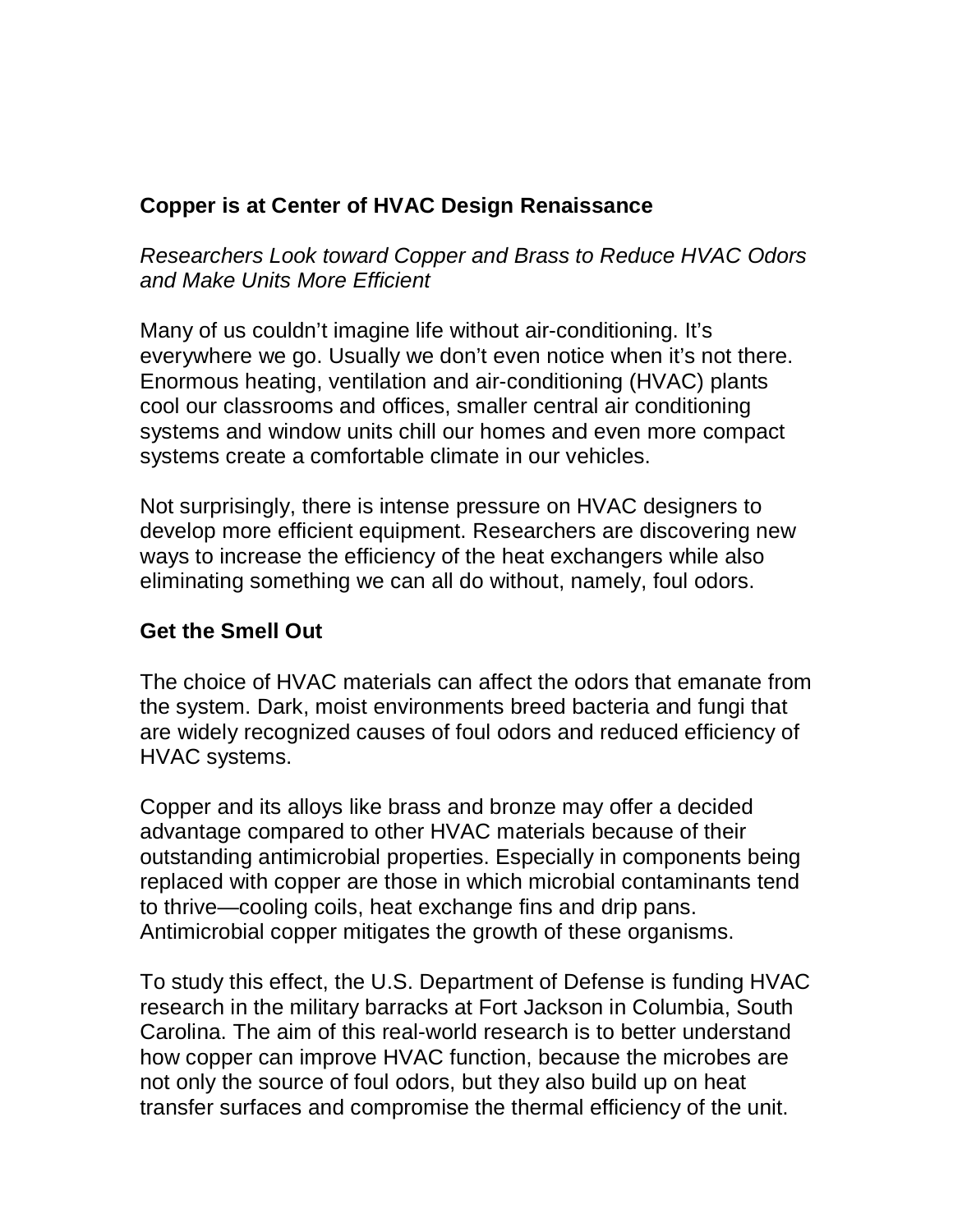# Copper is at Center of HVAC Design Renaissance

*Researchers Look toward Copper and Brass to Reduce HVAC Odors and Make Units More Efficient*

Many of us couldn't imagine life without air-conditioning. It's everywhere we go. Usually we don't even notice when it's not there. Enormous heating, ventilation and air-conditioning (HVAC) plants cool our classrooms and offices, smaller central air conditioning systems and window units chill our homes and even more compact systems create a comfortable climate in our vehicles.

Not surprisingly, there is intense pressure on HVAC designers to develop more efficient equipment. Researchers are discovering new ways to increase the efficiency of the heat exchangers while also eliminating something we can all do without, namely, foul odors.

## Get the Smell Out

The choice of HVAC materials can affect the odors that emanate from the system. Dark, moist environments breed bacteria and fungi that are widely recognized causes of foul odors and reduced efficiency of HVAC systems.

Copper and its alloys like brass and bronze may offer a decided advantage compared to other HVAC materials because of their outstanding antimicrobial properties. Especially in components being replaced with copper are those in which microbial contaminants tend to thrive—cooling coils, heat exchange fins and drip pans. Antimicrobial copper mitigates the growth of these organisms.

To study this effect, the U.S. Department of Defense is funding HVAC research in the military barracks at Fort Jackson in Columbia, South Carolina. The aim of this real-world research is to better understand how copper can improve HVAC function, because the microbes are not only the source of foul odors, but they also build up on heat transfer surfaces and compromise the thermal efficiency of the unit.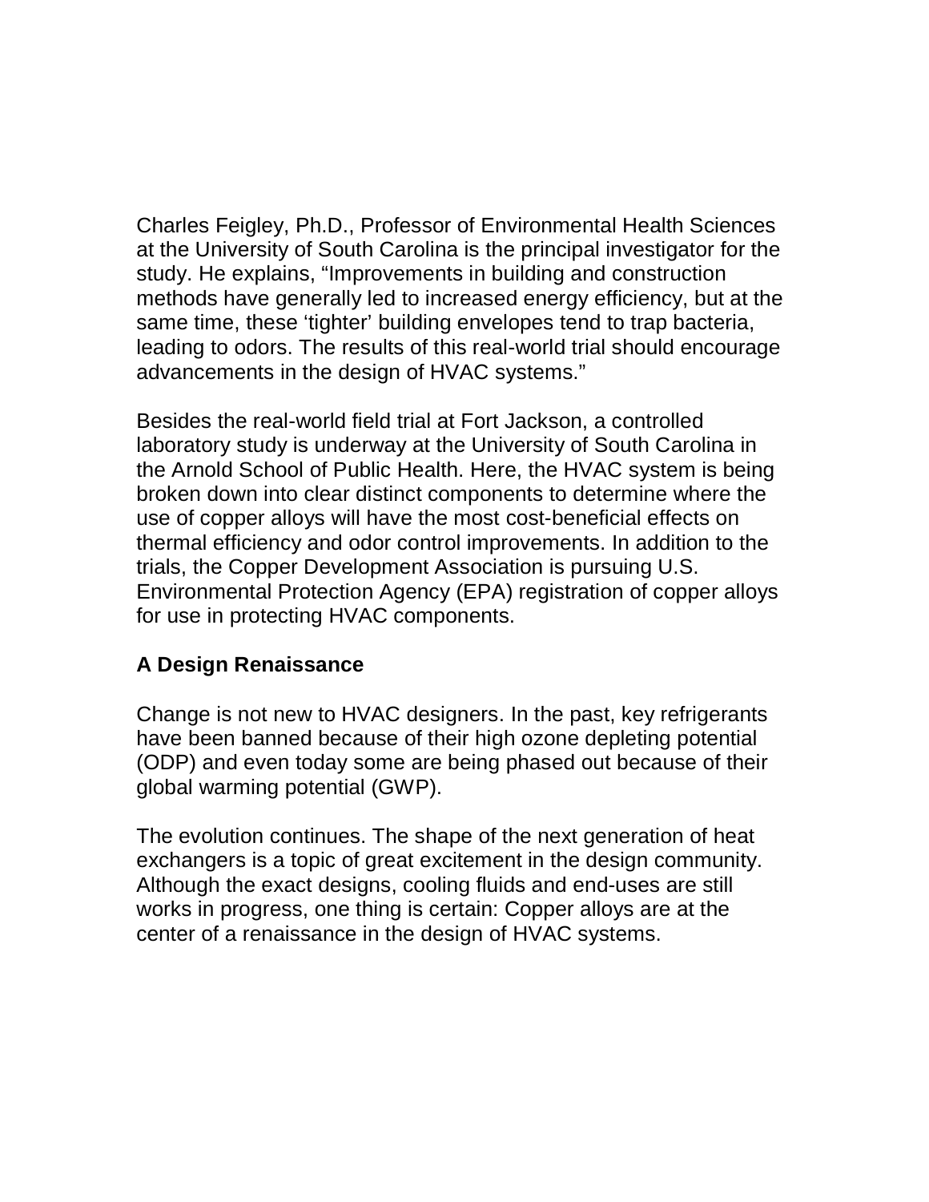Charles Feigley, Ph.D., Professor of Environmental Health Sciences at the University of South Carolina is the principal investigator for the study. He explains, “Improvements in building and construction methods have generally led to increased energy efficiency, but at the same time, these ‘tighter’ building envelopes tend to trap bacteria, leading to odors. The results of this real-world trial should encourage advancements in the design of HVAC systems.”

Besides the real-world field trial at Fort Jackson, a controlled laboratory study is underway at the University of South Carolina in the Arnold School of Public Health. Here, the HVAC system is being broken down into clear distinct components to determine where the use of copper alloys will have the most cost-beneficial effects on thermal efficiency and odor control improvements. In addition to the trials, the Copper Development Association is pursuing U.S. Environmental Protection Agency (EPA) registration of copper alloys for use in protecting HVAC components.

**A Design Renaissance**

Change is not new to HVAC designers. In the past, key refrigerants have been banned because of their high ozone depleting potential (ODP) and even today some are being phased out because of their global warming potential (GWP).

The evolution continues. The shape of the next generation of heat exchangers is a topic of great excitement in the design community. Although the exact designs, cooling fluids and end-uses are still works in progress, one thing is certain: Copper alloys are at the center of a renaissance in the design of HVAC systems.